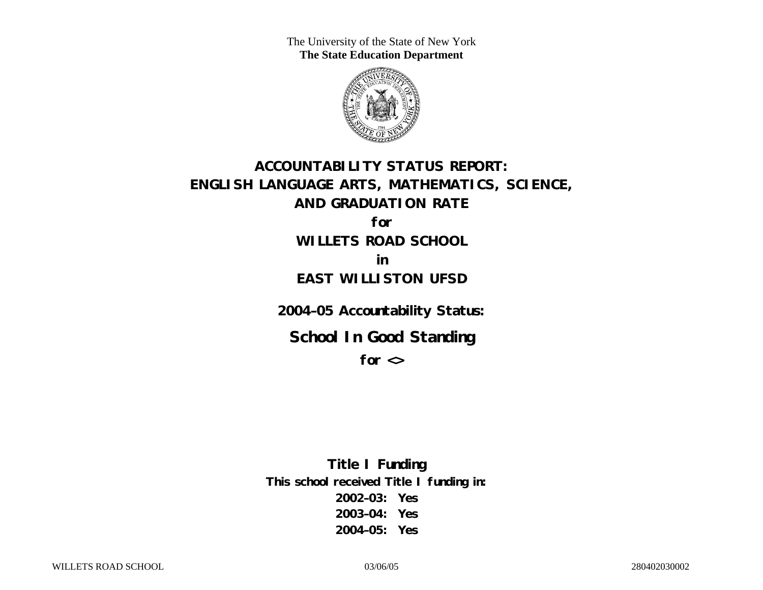The University of the State of New York
**The State Education Department**

# ACCOUNTABILITY STATUS REPORT: ENGLISH LANGUAGE ARTS, MATHEMATICS, SCIENCE, AND GRADUATION RATE

**for**

## WILLETS ROAD SCHOOL

**in**

## EAST WILLISTON UFSD

**2004–05 Accountability Status:**

## School In Good Standing

**for <>**

**Title I Funding**

**This school received Title I funding in:**

**2002–03: Yes**

**2003–04: Yes**

**2004–05: Yes**

WILLETS ROAD SCHOOL 03/06/05 280402030002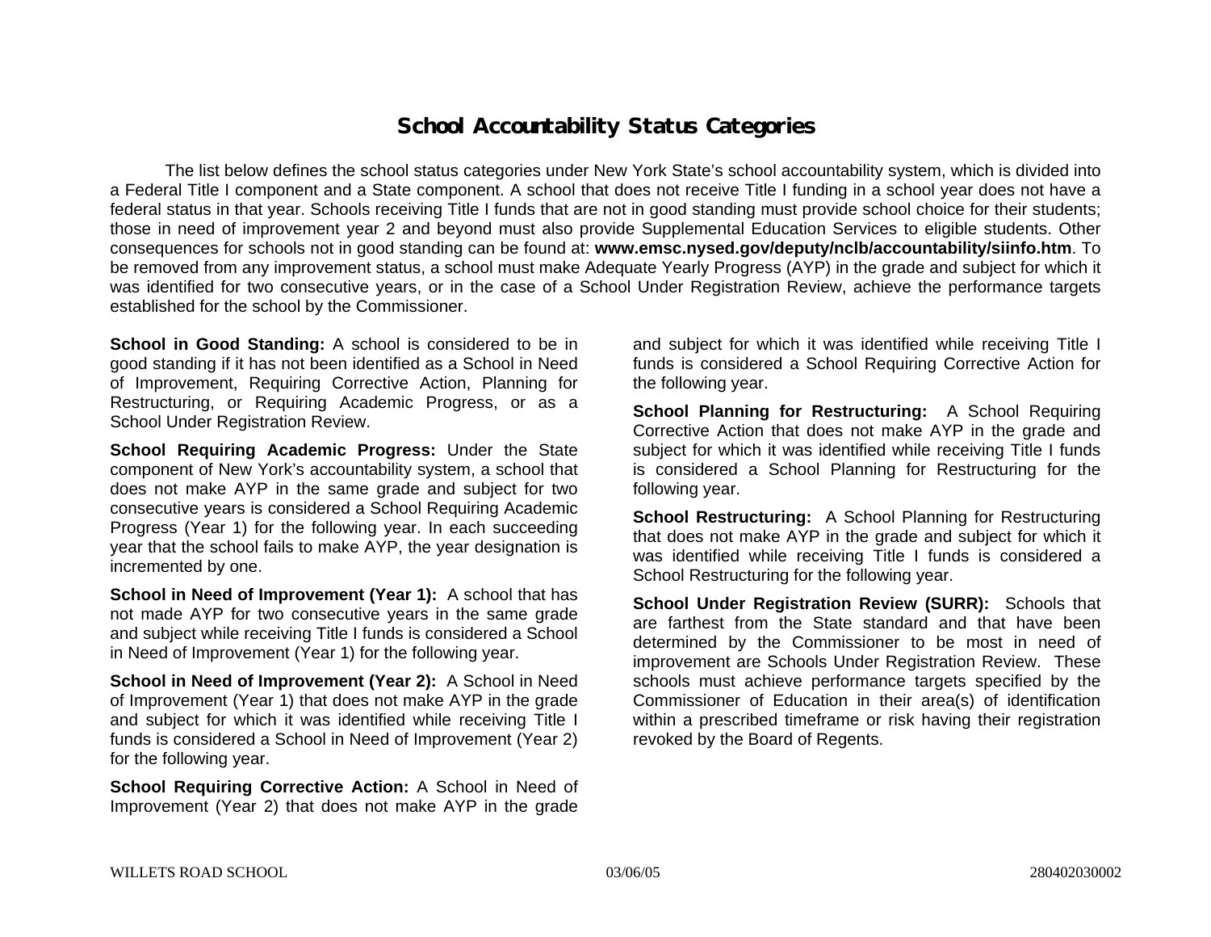# School Accountability Status Categories

The list below defines the school status categories under New York State's school accountability system, which is divided into a Federal Title I component and a State component. A school that does not receive Title I funding in a school year does not have a federal status in that year. Schools receiving Title I funds that are not in good standing must provide school choice for their students; those in need of improvement year 2 and beyond must also provide Supplemental Education Services to eligible students. Other consequences for schools not in good standing can be found at: **www.emsc.nysed.gov/deputy/nclb/accountability/siinfo.htm**. To be removed from any improvement status, a school must make Adequate Yearly Progress (AYP) in the grade and subject for which it was identified for two consecutive years, or in the case of a School Under Registration Review, achieve the performance targets established for the school by the Commissioner.

**School in Good Standing:** A school is considered to be in good standing if it has not been identified as a School in Need of Improvement, Requiring Corrective Action, Planning for Restructuring, or Requiring Academic Progress, or as a School Under Registration Review.

**School Requiring Academic Progress:** Under the State component of New York's accountability system, a school that does not make AYP in the same grade and subject for two consecutive years is considered a School Requiring Academic Progress (Year 1) for the following year. In each succeeding year that the school fails to make AYP, the year designation is incremented by one.

**School in Need of Improvement (Year 1):** A school that has not made AYP for two consecutive years in the same grade and subject while receiving Title I funds is considered a School in Need of Improvement (Year 1) for the following year.

**School in Need of Improvement (Year 2):** A School in Need of Improvement (Year 1) that does not make AYP in the grade and subject for which it was identified while receiving Title I funds is considered a School in Need of Improvement (Year 2) for the following year.

**School Requiring Corrective Action:** A School in Need of Improvement (Year 2) that does not make AYP in the grade and subject for which it was identified while receiving Title I funds is considered a School Requiring Corrective Action for the following year.

**School Planning for Restructuring:** A School Requiring Corrective Action that does not make AYP in the grade and subject for which it was identified while receiving Title I funds is considered a School Planning for Restructuring for the following year.

**School Restructuring:** A School Planning for Restructuring that does not make AYP in the grade and subject for which it was identified while receiving Title I funds is considered a School Restructuring for the following year.

**School Under Registration Review (SURR):** Schools that are farthest from the State standard and that have been determined by the Commissioner to be most in need of improvement are Schools Under Registration Review. These schools must achieve performance targets specified by the Commissioner of Education in their area(s) of identification within a prescribed timeframe or risk having their registration revoked by the Board of Regents.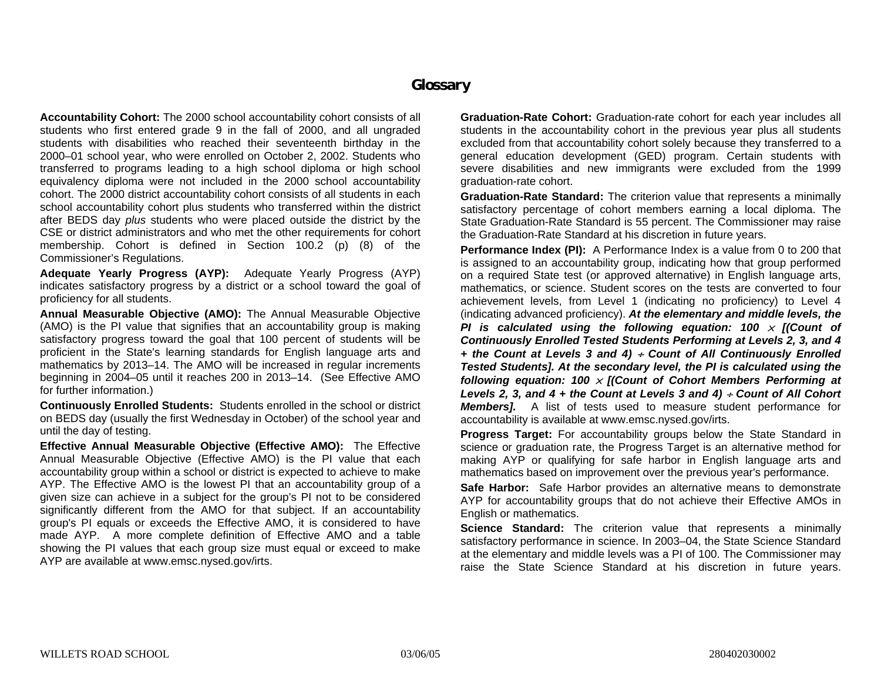# Glossary

**Accountability Cohort:** The 2000 school accountability cohort consists of all students who first entered grade 9 in the fall of 2000, and all ungraded students with disabilities who reached their seventeenth birthday in the 2000–01 school year, who were enrolled on October 2, 2002. Students who transferred to programs leading to a high school diploma or high school equivalency diploma were not included in the 2000 school accountability cohort. The 2000 district accountability cohort consists of all students in each school accountability cohort plus students who transferred within the district after BEDS day *plus* students who were placed outside the district by the CSE or district administrators and who met the other requirements for cohort membership. Cohort is defined in Section 100.2 (p) (8) of the Commissioner's Regulations.

**Adequate Yearly Progress (AYP):** Adequate Yearly Progress (AYP) indicates satisfactory progress by a district or a school toward the goal of proficiency for all students.

**Annual Measurable Objective (AMO):** The Annual Measurable Objective (AMO) is the PI value that signifies that an accountability group is making satisfactory progress toward the goal that 100 percent of students will be proficient in the State's learning standards for English language arts and mathematics by 2013–14. The AMO will be increased in regular increments beginning in 2004–05 until it reaches 200 in 2013–14. (See Effective AMO for further information.)

**Continuously Enrolled Students:** Students enrolled in the school or district on BEDS day (usually the first Wednesday in October) of the school year and until the day of testing.

**Effective Annual Measurable Objective (Effective AMO):** The Effective Annual Measurable Objective (Effective AMO) is the PI value that each accountability group within a school or district is expected to achieve to make AYP. The Effective AMO is the lowest PI that an accountability group of a given size can achieve in a subject for the group's PI not to be considered significantly different from the AMO for that subject. If an accountability group's PI equals or exceeds the Effective AMO, it is considered to have made AYP. A more complete definition of Effective AMO and a table showing the PI values that each group size must equal or exceed to make AYP are available at www.emsc.nysed.gov/irts.

**Graduation-Rate Cohort:** Graduation-rate cohort for each year includes all students in the accountability cohort in the previous year plus all students excluded from that accountability cohort solely because they transferred to a general education development (GED) program. Certain students with severe disabilities and new immigrants were excluded from the 1999 graduation-rate cohort.

**Graduation-Rate Standard:** The criterion value that represents a minimally satisfactory percentage of cohort members earning a local diploma. The State Graduation-Rate Standard is 55 percent. The Commissioner may raise the Graduation-Rate Standard at his discretion in future years.

**Performance Index (PI):** A Performance Index is a value from 0 to 200 that is assigned to an accountability group, indicating how that group performed on a required State test (or approved alternative) in English language arts, mathematics, or science. Student scores on the tests are converted to four achievement levels, from Level 1 (indicating no proficiency) to Level 4 (indicating advanced proficiency). ***At the elementary and middle levels, the PI is calculated using the following equation: 100 × [(Count of Continuously Enrolled Tested Students Performing at Levels 2, 3, and 4 + the Count at Levels 3 and 4) ÷ Count of All Continuously Enrolled Tested Students]. At the secondary level, the PI is calculated using the following equation: 100 × [(Count of Cohort Members Performing at Levels 2, 3, and 4 + the Count at Levels 3 and 4) ÷ Count of All Cohort Members].*** A list of tests used to measure student performance for accountability is available at www.emsc.nysed.gov/irts.

**Progress Target:** For accountability groups below the State Standard in science or graduation rate, the Progress Target is an alternative method for making AYP or qualifying for safe harbor in English language arts and mathematics based on improvement over the previous year's performance.

**Safe Harbor:** Safe Harbor provides an alternative means to demonstrate AYP for accountability groups that do not achieve their Effective AMOs in English or mathematics.

**Science Standard:** The criterion value that represents a minimally satisfactory performance in science. In 2003–04, the State Science Standard at the elementary and middle levels was a PI of 100. The Commissioner may raise the State Science Standard at his discretion in future years.